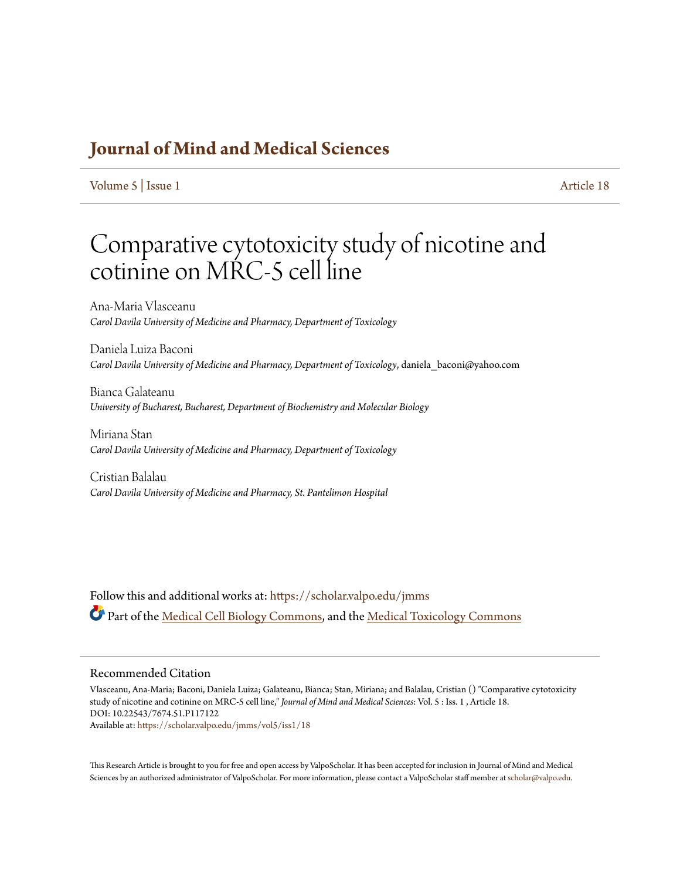# Journal of Mind and Medical Sciences

Volume 5 | Issue 1 Article 18

# Comparative cytotoxicity study of nicotine and cotinine on MRC-5 cell line

Ana-Maria Vlasceanu
*Carol Davila University of Medicine and Pharmacy, Department of Toxicology*

Daniela Luiza Baconi
*Carol Davila University of Medicine and Pharmacy, Department of Toxicology*, daniela_baconi@yahoo.com

Bianca Galateanu
*University of Bucharest, Bucharest, Department of Biochemistry and Molecular Biology*

Miriana Stan
*Carol Davila University of Medicine and Pharmacy, Department of Toxicology*

Cristian Balalau
*Carol Davila University of Medicine and Pharmacy, St. Pantelimon Hospital*

Follow this and additional works at: https://scholar.valpo.edu/jmms

Part of the Medical Cell Biology Commons, and the Medical Toxicology Commons

## Recommended Citation

Vlasceanu, Ana-Maria; Baconi, Daniela Luiza; Galateanu, Bianca; Stan, Miriana; and Balalau, Cristian () "Comparative cytotoxicity study of nicotine and cotinine on MRC-5 cell line," *Journal of Mind and Medical Sciences*: Vol. 5 : Iss. 1 , Article 18.
DOI: 10.22543/7674.51.P117122
Available at: https://scholar.valpo.edu/jmms/vol5/iss1/18

This Research Article is brought to you for free and open access by ValpoScholar. It has been accepted for inclusion in Journal of Mind and Medical Sciences by an authorized administrator of ValpoScholar. For more information, please contact a ValpoScholar staff member at scholar@valpo.edu.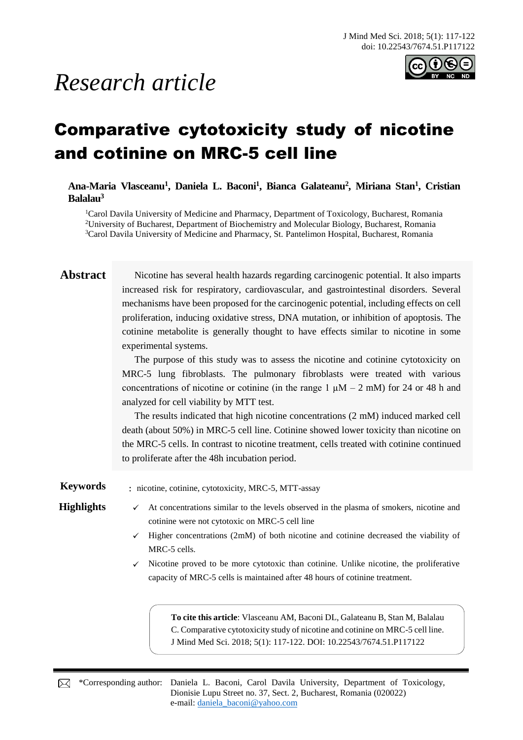*Research article*

# Comparative cytotoxicity study of nicotine and cotinine on MRC-5 cell line

**Ana-Maria Vlasceanu[1], Daniela L. Baconi[1], Bianca Galateanu[2], Miriana Stan[1], Cristian Balalau[3]**

[1]Carol Davila University of Medicine and Pharmacy, Department of Toxicology, Bucharest, Romania
[2]University of Bucharest, Department of Biochemistry and Molecular Biology, Bucharest, Romania
[3]Carol Davila University of Medicine and Pharmacy, St. Pantelimon Hospital, Bucharest, Romania

**Abstract**

Nicotine has several health hazards regarding carcinogenic potential. It also imparts increased risk for respiratory, cardiovascular, and gastrointestinal disorders. Several mechanisms have been proposed for the carcinogenic potential, including effects on cell proliferation, inducing oxidative stress, DNA mutation, or inhibition of apoptosis. The cotinine metabolite is generally thought to have effects similar to nicotine in some experimental systems.

The purpose of this study was to assess the nicotine and cotinine cytotoxicity on MRC-5 lung fibroblasts. The pulmonary fibroblasts were treated with various concentrations of nicotine or cotinine (in the range 1 µM – 2 mM) for 24 or 48 h and analyzed for cell viability by MTT test.

The results indicated that high nicotine concentrations (2 mM) induced marked cell death (about 50%) in MRC-5 cell line. Cotinine showed lower toxicity than nicotine on the MRC-5 cells. In contrast to nicotine treatment, cells treated with cotinine continued to proliferate after the 48h incubation period.

**Keywords** : nicotine, cotinine, cytotoxicity, MRC-5, MTT-assay

**Highlights**

- ✓ At concentrations similar to the levels observed in the plasma of smokers, nicotine and cotinine were not cytotoxic on MRC-5 cell line
- ✓ Higher concentrations (2mM) of both nicotine and cotinine decreased the viability of MRC-5 cells.
- ✓ Nicotine proved to be more cytotoxic than cotinine. Unlike nicotine, the proliferative capacity of MRC-5 cells is maintained after 48 hours of cotinine treatment.

**To cite this article**: Vlasceanu AM, Baconi DL, Galateanu B, Stan M, Balalau C. Comparative cytotoxicity study of nicotine and cotinine on MRC-5 cell line. J Mind Med Sci. 2018; 5(1): 117-122. DOI: 10.22543/7674.51.P117122

*Corresponding author: Daniela L. Baconi, Carol Davila University, Department of Toxicology, Dionisie Lupu Street no. 37, Sect. 2, Bucharest, Romania (020022)
e-mail: daniela_baconi@yahoo.com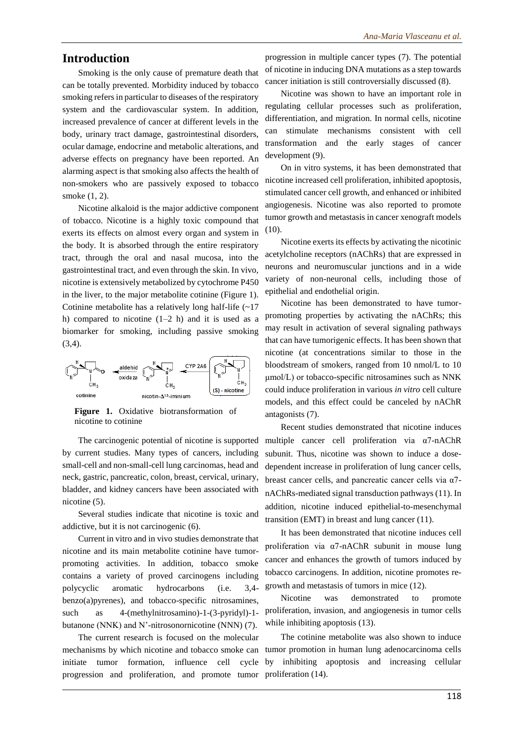## Introduction

Smoking is the only cause of premature death that can be totally prevented. Morbidity induced by tobacco smoking refers in particular to diseases of the respiratory system and the cardiovascular system. In addition, increased prevalence of cancer at different levels in the body, urinary tract damage, gastrointestinal disorders, ocular damage, endocrine and metabolic alterations, and adverse effects on pregnancy have been reported. An alarming aspect is that smoking also affects the health of non-smokers who are passively exposed to tobacco smoke (1, 2).

Nicotine alkaloid is the major addictive component of tobacco. Nicotine is a highly toxic compound that exerts its effects on almost every organ and system in the body. It is absorbed through the entire respiratory tract, through the oral and nasal mucosa, into the gastrointestinal tract, and even through the skin. In vivo, nicotine is extensively metabolized by cytochrome P450 in the liver, to the major metabolite cotinine (Figure 1). Cotinine metabolite has a relatively long half-life (~17 h) compared to nicotine (1–2 h) and it is used as a biomarker for smoking, including passive smoking (3,4).

cotinine ← aldehid oxidaza ← nicotin-Δ1'5'-iminium ← CYP 2A6 ← (S) - nicotine

**Figure 1.** Oxidative biotransformation of nicotine to cotinine

The carcinogenic potential of nicotine is supported by current studies. Many types of cancers, including small-cell and non-small-cell lung carcinomas, head and neck, gastric, pancreatic, colon, breast, cervical, urinary, bladder, and kidney cancers have been associated with nicotine (5).

Several studies indicate that nicotine is toxic and addictive, but it is not carcinogenic (6).

Current in vitro and in vivo studies demonstrate that nicotine and its main metabolite cotinine have tumor-promoting activities. In addition, tobacco smoke contains a variety of proved carcinogens including polycyclic aromatic hydrocarbons (i.e. 3,4-benzo(a)pyrenes), and tobacco-specific nitrosamines, such as 4-(methylnitrosamino)-1-(3-pyridyl)-1-butanone (NNK) and N'-nitrosonornicotine (NNN) (7).

The current research is focused on the molecular mechanisms by which nicotine and tobacco smoke can initiate tumor formation, influence cell cycle progression and proliferation, and promote tumor progression in multiple cancer types (7). The potential of nicotine in inducing DNA mutations as a step towards cancer initiation is still controversially discussed (8).

Nicotine was shown to have an important role in regulating cellular processes such as proliferation, differentiation, and migration. In normal cells, nicotine can stimulate mechanisms consistent with cell transformation and the early stages of cancer development (9).

On in vitro systems, it has been demonstrated that nicotine increased cell proliferation, inhibited apoptosis, stimulated cancer cell growth, and enhanced or inhibited angiogenesis. Nicotine was also reported to promote tumor growth and metastasis in cancer xenograft models (10).

Nicotine exerts its effects by activating the nicotinic acetylcholine receptors (nAChRs) that are expressed in neurons and neuromuscular junctions and in a wide variety of non-neuronal cells, including those of epithelial and endothelial origin.

Nicotine has been demonstrated to have tumor-promoting properties by activating the nAChRs; this may result in activation of several signaling pathways that can have tumorigenic effects. It has been shown that nicotine (at concentrations similar to those in the bloodstream of smokers, ranged from 10 nmol/L to 10 μmol/L) or tobacco-specific nitrosamines such as NNK could induce proliferation in various *in vitro* cell culture models, and this effect could be canceled by nAChR antagonists (7).

Recent studies demonstrated that nicotine induces multiple cancer cell proliferation via α7-nAChR subunit. Thus, nicotine was shown to induce a dose-dependent increase in proliferation of lung cancer cells, breast cancer cells, and pancreatic cancer cells via α7-nAChRs-mediated signal transduction pathways (11). In addition, nicotine induced epithelial-to-mesenchymal transition (EMT) in breast and lung cancer (11).

It has been demonstrated that nicotine induces cell proliferation via α7-nAChR subunit in mouse lung cancer and enhances the growth of tumors induced by tobacco carcinogens. In addition, nicotine promotes re-growth and metastasis of tumors in mice (12).

Nicotine was demonstrated to promote proliferation, invasion, and angiogenesis in tumor cells while inhibiting apoptosis (13).

The cotinine metabolite was also shown to induce tumor promotion in human lung adenocarcinoma cells by inhibiting apoptosis and increasing cellular proliferation (14).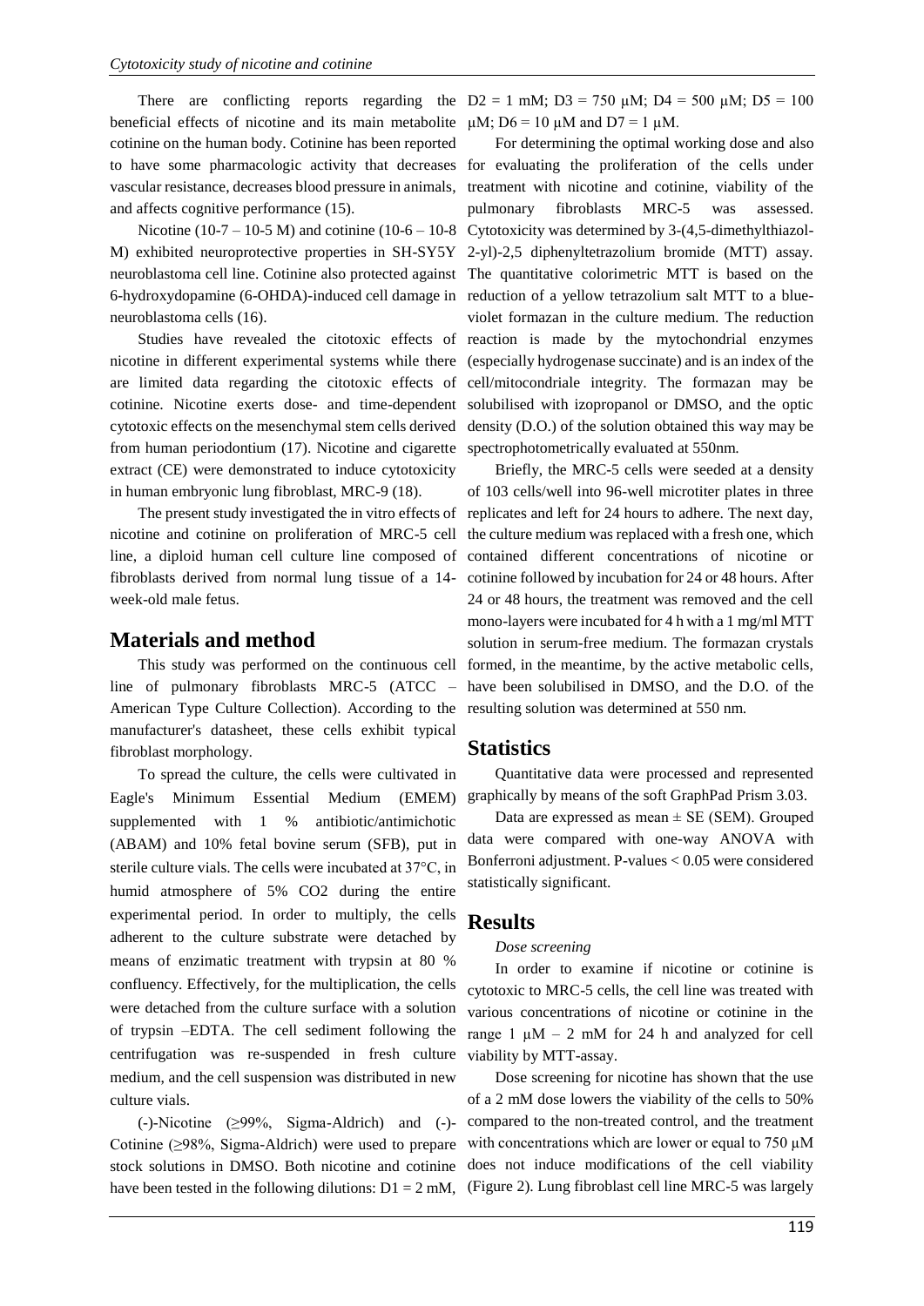There are conflicting reports regarding the beneficial effects of nicotine and its main metabolite cotinine on the human body. Cotinine has been reported to have some pharmacologic activity that decreases vascular resistance, decreases blood pressure in animals, and affects cognitive performance (15).

Nicotine (10-7 – 10-5 M) and cotinine (10-6 – 10-8 M) exhibited neuroprotective properties in SH-SY5Y neuroblastoma cell line. Cotinine also protected against 6-hydroxydopamine (6-OHDA)-induced cell damage in neuroblastoma cells (16).

Studies have revealed the citotoxic effects of nicotine in different experimental systems while there are limited data regarding the citotoxic effects of cotinine. Nicotine exerts dose- and time-dependent cytotoxic effects on the mesenchymal stem cells derived from human periodontium (17). Nicotine and cigarette extract (CE) were demonstrated to induce cytotoxicity in human embryonic lung fibroblast, MRC-9 (18).

The present study investigated the in vitro effects of nicotine and cotinine on proliferation of MRC-5 cell line, a diploid human cell culture line composed of fibroblasts derived from normal lung tissue of a 14-week-old male fetus.

## Materials and method

This study was performed on the continuous cell line of pulmonary fibroblasts MRC-5 (ATCC – American Type Culture Collection). According to the manufacturer's datasheet, these cells exhibit typical fibroblast morphology.

To spread the culture, the cells were cultivated in Eagle's Minimum Essential Medium (EMEM) supplemented with 1 % antibiotic/antimichotic (ABAM) and 10% fetal bovine serum (SFB), put in sterile culture vials. The cells were incubated at 37°C, in humid atmosphere of 5% $CO_2$ during the entire experimental period. In order to multiply, the cells adherent to the culture substrate were detached by means of enzimatic treatment with trypsin at 80 % confluency. Effectively, for the multiplication, the cells were detached from the culture surface with a solution of trypsin –EDTA. The cell sediment following the centrifugation was re-suspended in fresh culture medium, and the cell suspension was distributed in new culture vials.

(-)-Nicotine (≥99%, Sigma-Aldrich) and (-)-Cotinine (≥98%, Sigma-Aldrich) were used to prepare stock solutions in DMSO. Both nicotine and cotinine have been tested in the following dilutions: D1 = 2 mM, D2 = 1 mM; D3 = 750 μM; D4 = 500 μM; D5 = 100 μM; D6 = 10 μM and D7 = 1 μM.

For determining the optimal working dose and also for evaluating the proliferation of the cells under treatment with nicotine and cotinine, viability of the pulmonary fibroblasts MRC-5 was assessed. Cytotoxicity was determined by 3-(4,5-dimethylthiazol-2-yl)-2,5 diphenyltetrazolium bromide (MTT) assay. The quantitative colorimetric MTT is based on the reduction of a yellow tetrazolium salt MTT to a blue-violet formazan in the culture medium. The reduction reaction is made by the mytochondrial enzymes (especially hydrogenase succinate) and is an index of the cell/mitocondriale integrity. The formazan may be solubilised with izopropanol or DMSO, and the optic density (D.O.) of the solution obtained this way may be spectrophotometrically evaluated at 550nm.

Briefly, the MRC-5 cells were seeded at a density of 103 cells/well into 96-well microtiter plates in three replicates and left for 24 hours to adhere. The next day, the culture medium was replaced with a fresh one, which contained different concentrations of nicotine or cotinine followed by incubation for 24 or 48 hours. After 24 or 48 hours, the treatment was removed and the cell mono-layers were incubated for 4 h with a 1 mg/ml MTT solution in serum-free medium. The formazan crystals formed, in the meantime, by the active metabolic cells, have been solubilised in DMSO, and the D.O. of the resulting solution was determined at 550 nm.

## Statistics

Quantitative data were processed and represented graphically by means of the soft GraphPad Prism 3.03.

Data are expressed as mean ± SE (SEM). Grouped data were compared with one-way ANOVA with Bonferroni adjustment. P-values < 0.05 were considered statistically significant.

## Results

*Dose screening*

In order to examine if nicotine or cotinine is cytotoxic to MRC-5 cells, the cell line was treated with various concentrations of nicotine or cotinine in the range 1 μM – 2 mM for 24 h and analyzed for cell viability by MTT-assay.

Dose screening for nicotine has shown that the use of a 2 mM dose lowers the viability of the cells to 50% compared to the non-treated control, and the treatment with concentrations which are lower or equal to 750 μM does not induce modifications of the cell viability (Figure 2). Lung fibroblast cell line MRC-5 was largely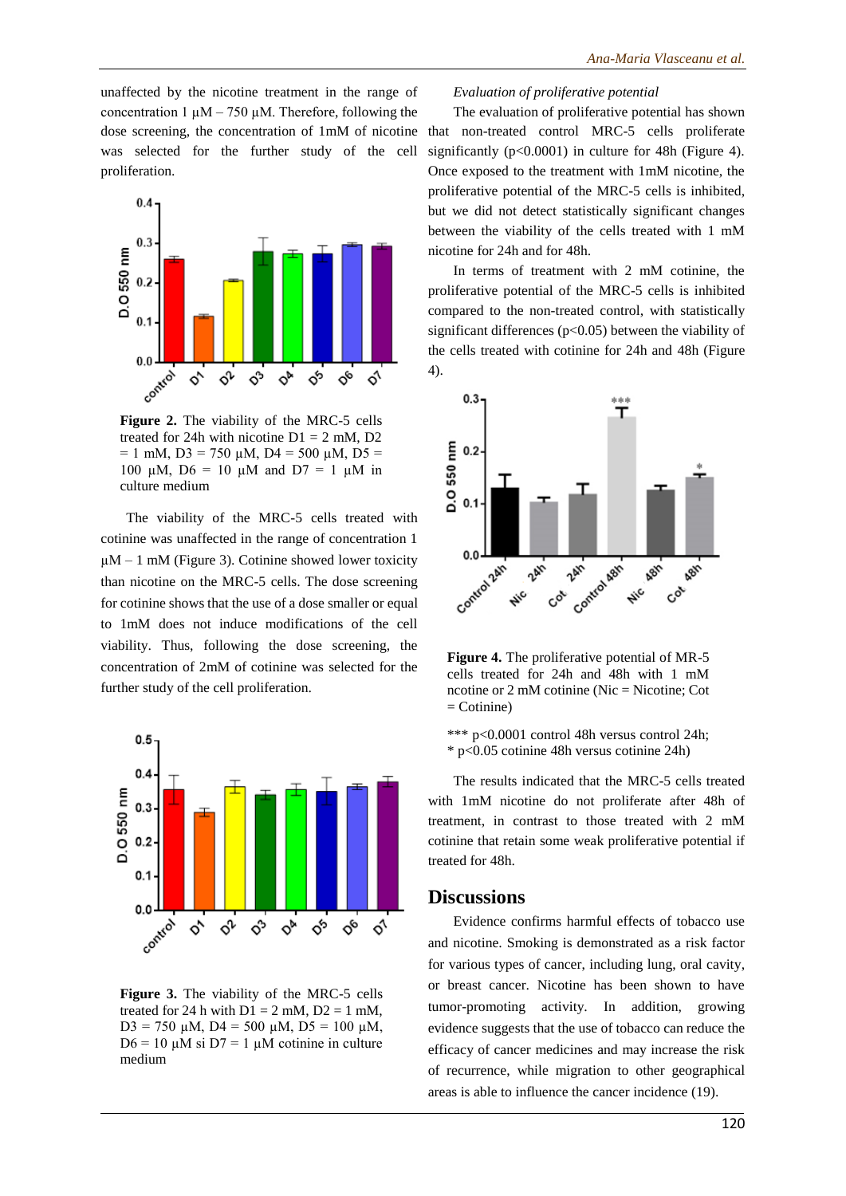unaffected by the nicotine treatment in the range of concentration 1 μM – 750 μM. Therefore, following the dose screening, the concentration of 1mM of nicotine was selected for the further study of the cell proliferation.

**Figure 2.** The viability of the MRC-5 cells treated for 24h with nicotine D1 = 2 mM, D2 = 1 mM, D3 = 750 μM, D4 = 500 μM, D5 = 100 μM, D6 = 10 μM and D7 = 1 μM in culture medium

The viability of the MRC-5 cells treated with cotinine was unaffected in the range of concentration 1 μM – 1 mM (Figure 3). Cotinine showed lower toxicity than nicotine on the MRC-5 cells. The dose screening for cotinine shows that the use of a dose smaller or equal to 1mM does not induce modifications of the cell viability. Thus, following the dose screening, the concentration of 2mM of cotinine was selected for the further study of the cell proliferation.

**Figure 3.** The viability of the MRC-5 cells treated for 24 h with D1 = 2 mM, D2 = 1 mM, D3 = 750 μM, D4 = 500 μM, D5 = 100 μM, D6 = 10 μM si D7 = 1 μM cotinine in culture medium

*Evaluation of proliferative potential*

The evaluation of proliferative potential has shown that non-treated control MRC-5 cells proliferate significantly ($p<0.0001$) in culture for 48h (Figure 4). Once exposed to the treatment with 1mM nicotine, the proliferative potential of the MRC-5 cells is inhibited, but we did not detect statistically significant changes between the viability of the cells treated with 1 mM nicotine for 24h and for 48h.

In terms of treatment with 2 mM cotinine, the proliferative potential of the MRC-5 cells is inhibited compared to the non-treated control, with statistically significant differences ($p<0.05$) between the viability of the cells treated with cotinine for 24h and 48h (Figure 4).

**Figure 4.** The proliferative potential of MR-5 cells treated for 24h and 48h with 1 mM ncotine or 2 mM cotinine (Nic = Nicotine; Cot = Cotinine)

*** $p<0.0001$ control 48h versus control 24h;
* $p<0.05$ cotinine 48h versus cotinine 24h)

The results indicated that the MRC-5 cells treated with 1mM nicotine do not proliferate after 48h of treatment, in contrast to those treated with 2 mM cotinine that retain some weak proliferative potential if treated for 48h.

## Discussions

Evidence confirms harmful effects of tobacco use and nicotine. Smoking is demonstrated as a risk factor for various types of cancer, including lung, oral cavity, or breast cancer. Nicotine has been shown to have tumor-promoting activity. In addition, growing evidence suggests that the use of tobacco can reduce the efficacy of cancer medicines and may increase the risk of recurrence, while migration to other geographical areas is able to influence the cancer incidence (19).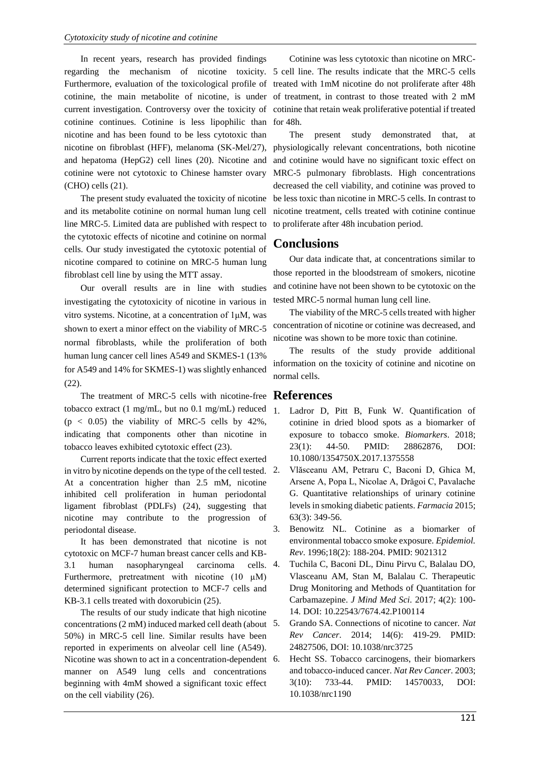In recent years, research has provided findings regarding the mechanism of nicotine toxicity. Furthermore, evaluation of the toxicological profile of cotinine, the main metabolite of nicotine, is under current investigation. Controversy over the toxicity of cotinine continues. Cotinine is less lipophilic than nicotine and has been found to be less cytotoxic than nicotine on fibroblast (HFF), melanoma (SK-Mel/27), and hepatoma (HepG2) cell lines (20). Nicotine and cotinine were not cytotoxic to Chinese hamster ovary (CHO) cells (21).

The present study evaluated the toxicity of nicotine and its metabolite cotinine on normal human lung cell line MRC-5. Limited data are published with respect to the cytotoxic effects of nicotine and cotinine on normal cells. Our study investigated the cytotoxic potential of nicotine compared to cotinine on MRC-5 human lung fibroblast cell line by using the MTT assay.

Our overall results are in line with studies investigating the cytotoxicity of nicotine in various in vitro systems. Nicotine, at a concentration of 1μM, was shown to exert a minor effect on the viability of MRC-5 normal fibroblasts, while the proliferation of both human lung cancer cell lines A549 and SKMES-1 (13% for A549 and 14% for SKMES-1) was slightly enhanced (22).

The treatment of MRC-5 cells with nicotine-free tobacco extract (1 mg/mL, but no 0.1 mg/mL) reduced ($p < 0.05$) the viability of MRC-5 cells by 42%, indicating that components other than nicotine in tobacco leaves exhibited cytotoxic effect (23).

Current reports indicate that the toxic effect exerted in vitro by nicotine depends on the type of the cell tested. At a concentration higher than 2.5 mM, nicotine inhibited cell proliferation in human periodontal ligament fibroblast (PDLFs) (24), suggesting that nicotine may contribute to the progression of periodontal disease.

It has been demonstrated that nicotine is not cytotoxic on MCF-7 human breast cancer cells and KB-3.1 human nasopharyngeal carcinoma cells. Furthermore, pretreatment with nicotine (10 μM) determined significant protection to MCF-7 cells and KB-3.1 cells treated with doxorubicin (25).

The results of our study indicate that high nicotine concentrations (2 mM) induced marked cell death (about 50%) in MRC-5 cell line. Similar results have been reported in experiments on alveolar cell line (A549). Nicotine was shown to act in a concentration-dependent manner on A549 lung cells and concentrations beginning with 4mM showed a significant toxic effect on the cell viability (26).

Cotinine was less cytotoxic than nicotine on MRC-5 cell line. The results indicate that the MRC-5 cells treated with 1mM nicotine do not proliferate after 48h of treatment, in contrast to those treated with 2 mM cotinine that retain weak proliferative potential if treated for 48h.

The present study demonstrated that, at physiologically relevant concentrations, both nicotine and cotinine would have no significant toxic effect on MRC-5 pulmonary fibroblasts. High concentrations decreased the cell viability, and cotinine was proved to be less toxic than nicotine in MRC-5 cells. In contrast to nicotine treatment, cells treated with cotinine continue to proliferate after 48h incubation period.

## Conclusions

Our data indicate that, at concentrations similar to those reported in the bloodstream of smokers, nicotine and cotinine have not been shown to be cytotoxic on the tested MRC-5 normal human lung cell line.

The viability of the MRC-5 cells treated with higher concentration of nicotine or cotinine was decreased, and nicotine was shown to be more toxic than cotinine.

The results of the study provide additional information on the toxicity of cotinine and nicotine on normal cells.

## References

1. Ladror D, Pitt B, Funk W. Quantification of cotinine in dried blood spots as a biomarker of exposure to tobacco smoke. *Biomarkers*. 2018; 23(1): 44-50. PMID: 28862876, DOI: 10.1080/1354750X.2017.1375558
2. Vlăsceanu AM, Petraru C, Baconi D, Ghica M, Arsene A, Popa L, Nicolae A, Drăgoi C, Pavalache G. Quantitative relationships of urinary cotinine levels in smoking diabetic patients. *Farmacia* 2015; 63(3): 349-56.
3. Benowitz NL. Cotinine as a biomarker of environmental tobacco smoke exposure. *Epidemiol. Rev*. 1996;18(2): 188-204. PMID: 9021312
4. Tuchila C, Baconi DL, Dinu Pirvu C, Balalau DO, Vlasceanu AM, Stan M, Balalau C. Therapeutic Drug Monitoring and Methods of Quantitation for Carbamazepine. *J Mind Med Sci*. 2017; 4(2): 100-14. DOI: 10.22543/7674.42.P100114
5. Grando SA. Connections of nicotine to cancer. *Nat Rev Cancer*. 2014; 14(6): 419-29. PMID: 24827506, DOI: 10.1038/nrc3725
6. Hecht SS. Tobacco carcinogens, their biomarkers and tobacco-induced cancer. *Nat Rev Cancer.* 2003; 3(10): 733-44. PMID: 14570033, DOI: 10.1038/nrc1190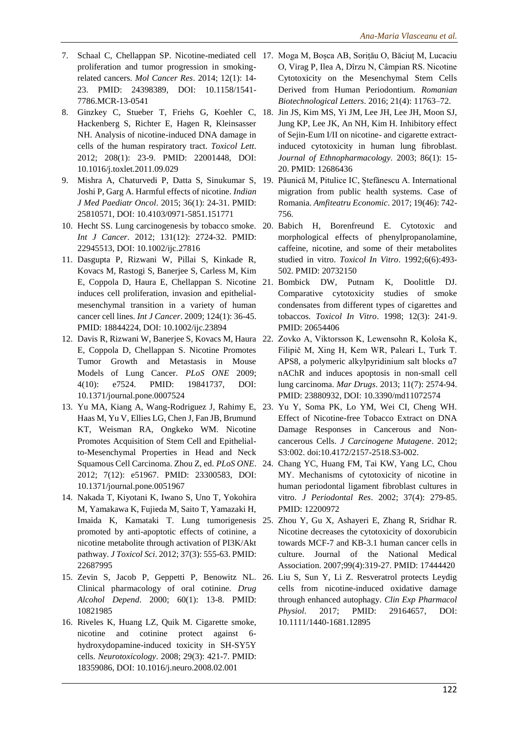7. Schaal C, Chellappan SP. Nicotine-mediated cell proliferation and tumor progression in smoking-related cancers. *Mol Cancer Res*. 2014; 12(1): 14-23. PMID: 24398389, DOI: 10.1158/1541-7786.MCR-13-0541
8. Ginzkey C, Stueber T, Friehs G, Koehler C, Hackenberg S, Richter E, Hagen R, Kleinsasser NH. Analysis of nicotine-induced DNA damage in cells of the human respiratory tract. *Toxicol Lett*. 2012; 208(1): 23-9. PMID: 22001448, DOI: 10.1016/j.toxlet.2011.09.029
9. Mishra A, Chaturvedi P, Datta S, Sinukumar S, Joshi P, Garg A. Harmful effects of nicotine. *Indian J Med Paediatr Oncol*. 2015; 36(1): 24-31. PMID: 25810571, DOI: 10.4103/0971-5851.151771
10. Hecht SS. Lung carcinogenesis by tobacco smoke. *Int J Cancer*. 2012; 131(12): 2724-32. PMID: 22945513, DOI: 10.1002/ijc.27816
11. Dasgupta P, Rizwani W, Pillai S, Kinkade R, Kovacs M, Rastogi S, Banerjee S, Carless M, Kim E, Coppola D, Haura E, Chellappan S. Nicotine induces cell proliferation, invasion and epithelial-mesenchymal transition in a variety of human cancer cell lines. *Int J Cancer*. 2009; 124(1): 36-45. PMID: 18844224, DOI: 10.1002/ijc.23894
12. Davis R, Rizwani W, Banerjee S, Kovacs M, Haura E, Coppola D, Chellappan S. Nicotine Promotes Tumor Growth and Metastasis in Mouse Models of Lung Cancer. *PLoS ONE* 2009; 4(10): e7524. PMID: 19841737, DOI: 10.1371/journal.pone.0007524
13. Yu MA, Kiang A, Wang-Rodriguez J, Rahimy E, Haas M, Yu V, Ellies LG, Chen J, Fan JB, Brumund KT, Weisman RA, Ongkeko WM. Nicotine Promotes Acquisition of Stem Cell and Epithelial-to-Mesenchymal Properties in Head and Neck Squamous Cell Carcinoma. Zhou Z, ed. *PLoS ONE*. 2012; 7(12): e51967. PMID: 23300583, DOI: 10.1371/journal.pone.0051967
14. Nakada T, Kiyotani K, Iwano S, Uno T, Yokohira M, Yamakawa K, Fujieda M, Saito T, Yamazaki H, Imaida K, Kamataki T. Lung tumorigenesis promoted by anti-apoptotic effects of cotinine, a nicotine metabolite through activation of PI3K/Akt pathway. *J Toxicol Sci*. 2012; 37(3): 555-63. PMID: 22687995
15. Zevin S, Jacob P, Geppetti P, Benowitz NL. Clinical pharmacology of oral cotinine. *Drug Alcohol Depend*. 2000; 60(1): 13-8. PMID: 10821985
16. Riveles K, Huang LZ, Quik M. Cigarette smoke, nicotine and cotinine protect against 6-hydroxydopamine-induced toxicity in SH-SY5Y cells. *Neurotoxicology*. 2008; 29(3): 421-7. PMID: 18359086, DOI: 10.1016/j.neuro.2008.02.001
17. Moga M, Boșca AB, Sorițău O, Băciuț M, Lucaciu O, Virag P, Ilea A, Dîrzu N, Câmpian RS. Nicotine Cytotoxicity on the Mesenchymal Stem Cells Derived from Human Periodontium. *Romanian Biotechnological Letters*. 2016; 21(4): 11763–72.
18. Jin JS, Kim MS, Yi JM, Lee JH, Lee JH, Moon SJ, Jung KP, Lee JK, An NH, Kim H. Inhibitory effect of Sejin-Eum I/II on nicotine- and cigarette extract-induced cytotoxicity in human lung fibroblast. *Journal of Ethnopharmacology*. 2003; 86(1): 15-20. PMID: 12686436
19. Păunică M, Pitulice IC, Ștefănescu A. International migration from public health systems. Case of Romania. *Amfiteatru Economic*. 2017; 19(46): 742-756.
20. Babich H, Borenfreund E. Cytotoxic and morphological effects of phenylpropanolamine, caffeine, nicotine, and some of their metabolites studied in vitro. *Toxicol In Vitro*. 1992;6(6):493-502. PMID: 20732150
21. Bombick DW, Putnam K, Doolittle DJ. Comparative cytotoxicity studies of smoke condensates from different types of cigarettes and tobaccos. *Toxicol In Vitro*. 1998; 12(3): 241-9. PMID: 20654406
22. Zovko A, Viktorsson K, Lewensohn R, Kološa K, Filipič M, Xing H, Kem WR, Paleari L, Turk T. APS8, a polymeric alkylpyridinium salt blocks α7 nAChR and induces apoptosis in non-small cell lung carcinoma. *Mar Drugs*. 2013; 11(7): 2574-94. PMID: 23880932, DOI: 10.3390/md11072574
23. Yu Y, Soma PK, Lo YM, Wei CI, Cheng WH. Effect of Nicotine-free Tobacco Extract on DNA Damage Responses in Cancerous and Non-cancerous Cells. *J Carcinogene Mutagene*. 2012; S3:002. doi:10.4172/2157-2518.S3-002.
24. Chang YC, Huang FM, Tai KW, Yang LC, Chou MY. Mechanisms of cytotoxicity of nicotine in human periodontal ligament fibroblast cultures in vitro. *J Periodontal Res*. 2002; 37(4): 279-85. PMID: 12200972
25. Zhou Y, Gu X, Ashayeri E, Zhang R, Sridhar R. Nicotine decreases the cytotoxicity of doxorubicin towards MCF-7 and KB-3.1 human cancer cells in culture. Journal of the National Medical Association. 2007;99(4):319-27. PMID: 17444420
26. Liu S, Sun Y, Li Z. Resveratrol protects Leydig cells from nicotine-induced oxidative damage through enhanced autophagy. *Clin Exp Pharmacol Physiol*. 2017; PMID: 29164657, DOI: 10.1111/1440-1681.12895